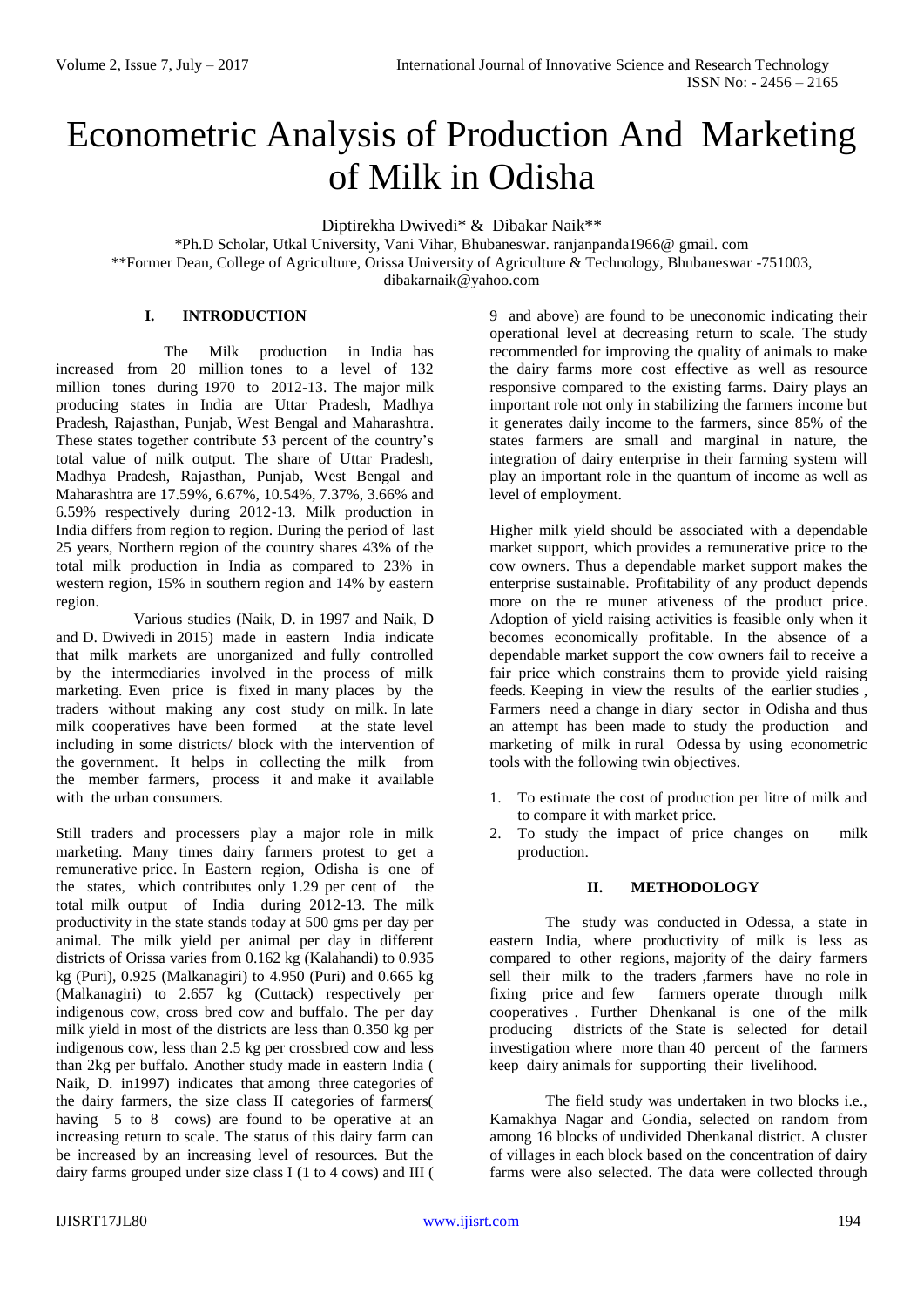# Econometric Analysis of Production And Marketing of Milk in Odisha

Diptirekha Dwivedi* & Dibakar Naik**

*Ph.D Scholar, Utkal University, Vani Vihar, Bhubaneswar. ranjanpanda1966@ gmail. com
**Former Dean, College of Agriculture, Orissa University of Agriculture & Technology, Bhubaneswar -751003, dibakarnaik@yahoo.com

## I. INTRODUCTION

The Milk production in India has increased from 20 million tones to a level of 132 million tones during 1970 to 2012-13. The major milk producing states in India are Uttar Pradesh, Madhya Pradesh, Rajasthan, Punjab, West Bengal and Maharashtra. These states together contribute 53 percent of the country's total value of milk output. The share of Uttar Pradesh, Madhya Pradesh, Rajasthan, Punjab, West Bengal and Maharashtra are 17.59%, 6.67%, 10.54%, 7.37%, 3.66% and 6.59% respectively during 2012-13. Milk production in India differs from region to region. During the period of last 25 years, Northern region of the country shares 43% of the total milk production in India as compared to 23% in western region, 15% in southern region and 14% by eastern region.

Various studies (Naik, D. in 1997 and Naik, D and D. Dwivedi in 2015) made in eastern India indicate that milk markets are unorganized and fully controlled by the intermediaries involved in the process of milk marketing. Even price is fixed in many places by the traders without making any cost study on milk. In late milk cooperatives have been formed at the state level including in some districts/ block with the intervention of the government. It helps in collecting the milk from the member farmers, process it and make it available with the urban consumers.

Still traders and processers play a major role in milk marketing. Many times dairy farmers protest to get a remunerative price. In Eastern region, Odisha is one of the states, which contributes only 1.29 per cent of the total milk output of India during 2012-13. The milk productivity in the state stands today at 500 gms per day per animal. The milk yield per animal per day in different districts of Orissa varies from 0.162 kg (Kalahandi) to 0.935 kg (Puri), 0.925 (Malkanagiri) to 4.950 (Puri) and 0.665 kg (Malkanagiri) to 2.657 kg (Cuttack) respectively per indigenous cow, cross bred cow and buffalo. The per day milk yield in most of the districts are less than 0.350 kg per indigenous cow, less than 2.5 kg per crossbred cow and less than 2kg per buffalo. Another study made in eastern India ( Naik, D. in1997) indicates that among three categories of the dairy farmers, the size class II categories of farmers( having 5 to 8 cows) are found to be operative at an increasing return to scale. The status of this dairy farm can be increased by an increasing level of resources. But the dairy farms grouped under size class I (1 to 4 cows) and III ( 9 and above) are found to be uneconomic indicating their operational level at decreasing return to scale. The study recommended for improving the quality of animals to make the dairy farms more cost effective as well as resource responsive compared to the existing farms. Dairy plays an important role not only in stabilizing the farmers income but it generates daily income to the farmers, since 85% of the states farmers are small and marginal in nature, the integration of dairy enterprise in their farming system will play an important role in the quantum of income as well as level of employment.

Higher milk yield should be associated with a dependable market support, which provides a remunerative price to the cow owners. Thus a dependable market support makes the enterprise sustainable. Profitability of any product depends more on the re muner ativeness of the product price. Adoption of yield raising activities is feasible only when it becomes economically profitable. In the absence of a dependable market support the cow owners fail to receive a fair price which constrains them to provide yield raising feeds. Keeping in view the results of the earlier studies , Farmers need a change in diary sector in Odisha and thus an attempt has been made to study the production and marketing of milk in rural Odessa by using econometric tools with the following twin objectives.

1. To estimate the cost of production per litre of milk and to compare it with market price.
2. To study the impact of price changes on milk production.

## II. METHODOLOGY

The study was conducted in Odessa, a state in eastern India, where productivity of milk is less as compared to other regions, majority of the dairy farmers sell their milk to the traders ,farmers have no role in fixing price and few farmers operate through milk cooperatives . Further Dhenkanal is one of the milk producing districts of the State is selected for detail investigation where more than 40 percent of the farmers keep dairy animals for supporting their livelihood.

The field study was undertaken in two blocks i.e., Kamakhya Nagar and Gondia, selected on random from among 16 blocks of undivided Dhenkanal district. A cluster of villages in each block based on the concentration of dairy farms were also selected. The data were collected through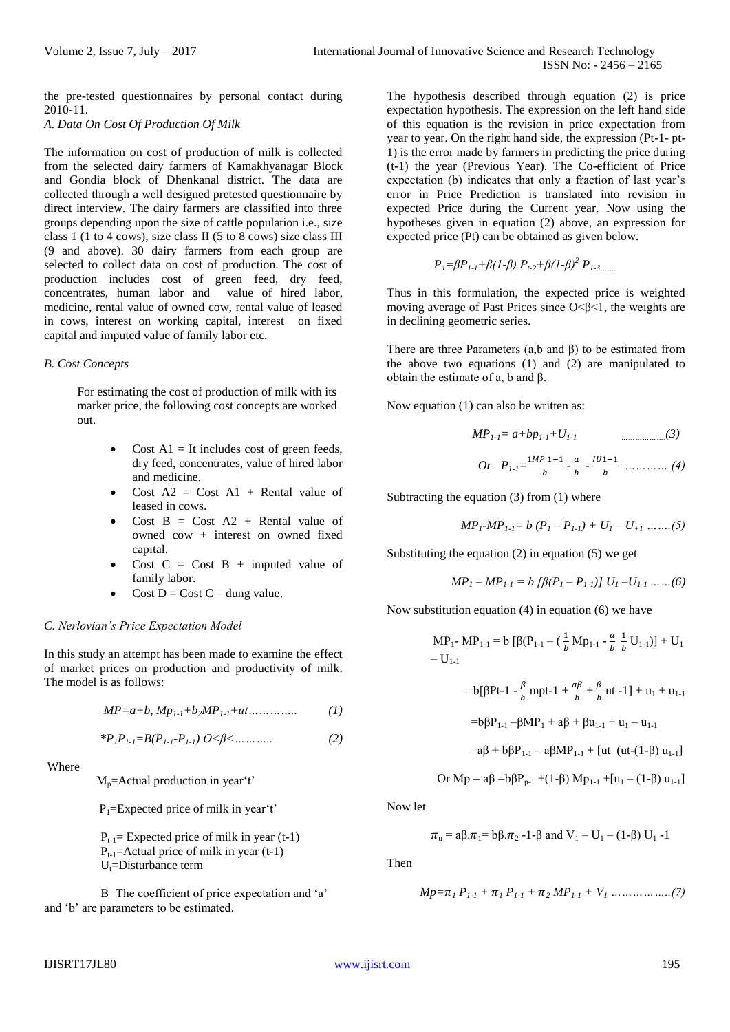the pre-tested questionnaires by personal contact during 2010-11.

*A. Data On Cost Of Production Of Milk*

The information on cost of production of milk is collected from the selected dairy farmers of Kamakhyanagar Block and Gondia block of Dhenkanal district. The data are collected through a well designed pretested questionnaire by direct interview. The dairy farmers are classified into three groups depending upon the size of cattle population i.e., size class 1 (1 to 4 cows), size class II (5 to 8 cows) size class III (9 and above). 30 dairy farmers from each group are selected to collect data on cost of production. The cost of production includes cost of green feed, dry feed, concentrates, human labor and value of hired labor, medicine, rental value of owned cow, rental value of leased in cows, interest on working capital, interest on fixed capital and imputed value of family labor etc.

*B. Cost Concepts*

For estimating the cost of production of milk with its market price, the following cost concepts are worked out.

- Cost A1 = It includes cost of green feeds, dry feed, concentrates, value of hired labor and medicine.
- Cost A2 = Cost A1 + Rental value of leased in cows.
- Cost B = Cost A2 + Rental value of owned cow + interest on owned fixed capital.
- Cost C = Cost B + imputed value of family labor.
- Cost D = Cost C – dung value.

*C. Nerlovian's Price Expectation Model*

In this study an attempt has been made to examine the effect of market prices on production and productivity of milk. The model is as follows:

$$MP=a+b, Mp_{1-1}+b_2MP_{1-1}+ut\ldots\ldots\ldots\ldots \quad (1)$$

$$*P_1P_{1-1}=B(P_{1-1}-P_{1-1})\ O<\beta<\ldots\ldots\ldots \quad (2)$$

Where

$M_p$=Actual production in year't'

$P_1$=Expected price of milk in year't'

$P_{t-1}$= Expected price of milk in year (t-1)
$P_{t-1}$=Actual price of milk in year (t-1)
$U_t$=Disturbance term

B=The coefficient of price expectation and 'a' and 'b' are parameters to be estimated.

The hypothesis described through equation (2) is price expectation hypothesis. The expression on the left hand side of this equation is the revision in price expectation from year to year. On the right hand side, the expression (Pt-1- pt-1) is the error made by farmers in predicting the price during (t-1) the year (Previous Year). The Co-efficient of Price expectation (b) indicates that only a fraction of last year's error in Price Prediction is translated into revision in expected Price during the Current year. Now using the hypotheses given in equation (2) above, an expression for expected price (Pt) can be obtained as given below.

$$P_1=\beta P_{1-1}+\beta(1-\beta)\ P_{t-2}+\beta(1-\beta)^2\ P_{1-3\ldots\ldots}$$

Thus in this formulation, the expected price is weighted moving average of Past Prices since O<β<1, the weights are in declining geometric series.

There are three Parameters (a,b and β) to be estimated from the above two equations (1) and (2) are manipulated to obtain the estimate of a, b and β.

Now equation (1) can also be written as:

$$MP_{1-1}= a+bp_{1-1}+U_{1-1} \quad \ldots\ldots\ldots\ldots\ldots(3)$$

$$Or\quad P_{1-1}=\frac{1MP\ 1-1}{b}-\frac{a}{b}-\frac{IU1-1}{b}\quad \ldots\ldots\ldots\ldots(4)$$

Subtracting the equation (3) from (1) where

$$MP_1\text{-}MP_{1-1}= b\ (P_1 - P_{1-1}) + U_1 - U_{+1}\ \ldots\ldots(5)$$

Substituting the equation (2) in equation (5) we get

$$MP_1 - MP_{1-1} = b\ [\beta(P_1 - P_{1-1})]\ U_1 - U_{1-1}\ \ldots\ldots(6)$$

Now substitution equation (4) in equation (6) we have

$$MP_1\text{-}\ MP_{1-1} = b\ [\beta(P_{1-1} - (\tfrac{1}{b}\ Mp_{1-1} - \tfrac{a}{b}\ \tfrac{1}{b}\ U_{1-1})] + U_1 - U_{1-1}$$

$$=b[\beta Pt\text{-}1 - \tfrac{\beta}{b}\ mpt\text{-}1 + \tfrac{a\beta}{b} + \tfrac{\beta}{b}\ ut\ \text{-}1] + u_1 + u_{1-1}$$

$$=b\beta P_{1-1} - \beta MP_1 + a\beta + \beta u_{1-1} + u_1 - u_{1-1}$$

$$=a\beta + b\beta P_{1-1} - a\beta MP_{1-1} + [ut\ \ (ut\text{-}(1\text{-}\beta)\ u_{1-1}]$$

$$Or\ Mp = a\beta = b\beta P_{p-1} + (1\text{-}\beta)\ Mp_{1-1} + [u_1 - (1\text{-}\beta)\ u_{1-1}]$$

Now let

$$\pi_u = a\beta.\pi_1 = b\beta.\pi_2\ \text{-}1\text{-}\beta \text{ and } V_1 - U_1 - (1\text{-}\beta)\ U_1\ \text{-}1$$

Then

$$Mp=\pi_1\ P_{1-1} + \pi_1\ P_{1-1} + \pi_2\ MP_{1-1} + V_1\ \ldots\ldots\ldots\ldots\ldots(7)$$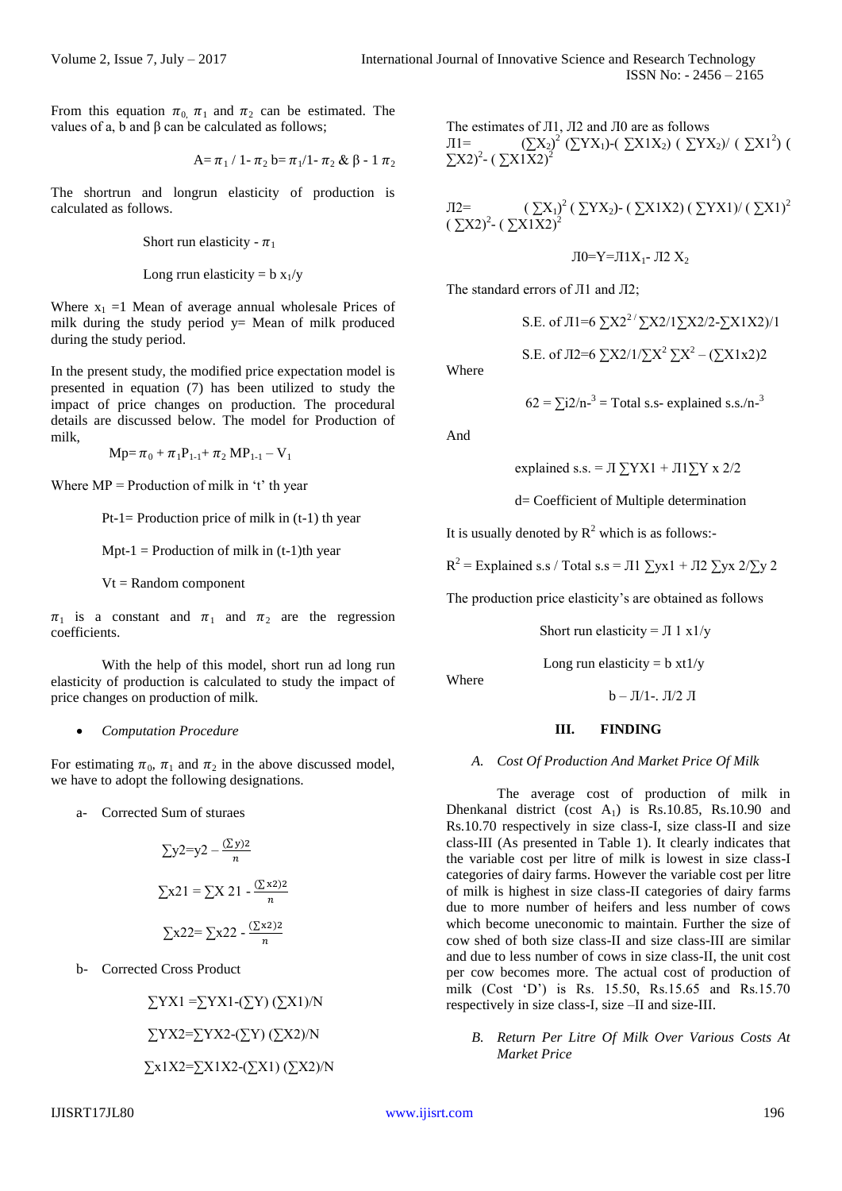From this equation $\pi_0$, $\pi_1$ and $\pi_2$ can be estimated. The values of a, b and β can be calculated as follows;

$$A= \pi_1 / 1- \pi_2 \; b= \pi_1/1- \pi_2 \;\&\; \beta - 1 \pi_2$$

The shortrun and longrun elasticity of production is calculated as follows.

Short run elasticity - $\pi_1$

Long rrun elasticity = b $x_1$/y

Where $x_1$ =1 Mean of average annual wholesale Prices of milk during the study period y= Mean of milk produced during the study period.

In the present study, the modified price expectation model is presented in equation (7) has been utilized to study the impact of price changes on production. The procedural details are discussed below. The model for Production of milk,

$$Mp= \pi_0 + \pi_1 P_{1-1} + \pi_2 \, MP_{1-1} - V_1$$

Where MP = Production of milk in 't' th year

Pt-1= Production price of milk in (t-1) th year

Mpt-1 = Production of milk in (t-1)th year

Vt = Random component

$\pi_1$ is a constant and $\pi_1$ and $\pi_2$ are the regression coefficients.

With the help of this model, short run ad long run elasticity of production is calculated to study the impact of price changes on production of milk.

- *Computation Procedure*

For estimating $\pi_0$, $\pi_1$ and $\pi_2$ in the above discussed model, we have to adopt the following designations.

a- Corrected Sum of sturaes

$$\sum y2 = y2 - \frac{(\sum y)2}{n}$$

$$\sum x21 = \sum X\,21 - \frac{(\sum x2)2}{n}$$

$$\sum x22 = \sum x22 - \frac{(\sum x2)2}{n}$$

b- Corrected Cross Product

$$\sum YX1 = \sum YX1 - (\sum Y)\,(\sum X1)/N$$

$$\sum YX2 = \sum YX2 - (\sum Y)\,(\sum X2)/N$$

$$\sum x1X2 = \sum X1X2 - (\sum X1)\,(\sum X2)/N$$

The estimates of Л1, Л2 and Л0 are as follows

Л1= $(\sum X_2)^2$ ($\sum$YX$_1$)-( $\sum$X1X$_2$) ( $\sum$YX$_2$)/ ( $\sum X1^2$) ( $\sum X2)^2$- ( $\sum X1X2)^2$

Л2= $(\sum X_1)^2$ ( $\sum$YX$_2$)- ( $\sum$X1X2) ( $\sum$YX1)/ $(\sum X1)^2$ $(\sum X2)^2$- $(\sum X1X2)^2$

Л0=Y=Л1X$_1$- Л2 X$_2$

The standard errors of Л1 and Л2;

S.E. of Л1=6 $\sum X2^{2/}$ $\sum$X2/1$\sum$X2/2-$\sum$X1X2)/1

S.E. of Л2=6 $\sum$X2/1/$\sum X^2$ $\sum X^2$ – ($\sum$X1x2)2

Where

62 = $\sum$i2/n-$^3$ = Total s.s- explained s.s./n-$^3$

And

explained s.s. = Л $\sum$YX1 + Л1$\sum$Y x 2/2

d= Coefficient of Multiple determination

It is usually denoted by $R^2$ which is as follows:-

$R^2$ = Explained s.s / Total s.s = Л1 $\sum$yx1 + Л2 $\sum$yx 2/$\sum$y 2

The production price elasticity's are obtained as follows

Short run elasticity = Л 1 x1/y

Long run elasticity = b xt1/y

Where

b – Л/1-. Л/2 Л

## III. FINDING

### A. *Cost Of Production And Market Price Of Milk*

The average cost of production of milk in Dhenkanal district (cost $A_1$) is Rs.10.85, Rs.10.90 and Rs.10.70 respectively in size class-I, size class-II and size class-III (As presented in Table 1). It clearly indicates that the variable cost per litre of milk is lowest in size class-I categories of dairy farms. However the variable cost per litre of milk is highest in size class-II categories of dairy farms due to more number of heifers and less number of cows which become uneconomic to maintain. Further the size of cow shed of both size class-II and size class-III are similar and due to less number of cows in size class-II, the unit cost per cow becomes more. The actual cost of production of milk (Cost 'D') is Rs. 15.50, Rs.15.65 and Rs.15.70 respectively in size class-I, size –II and size-III.

### B. *Return Per Litre Of Milk Over Various Costs At Market Price*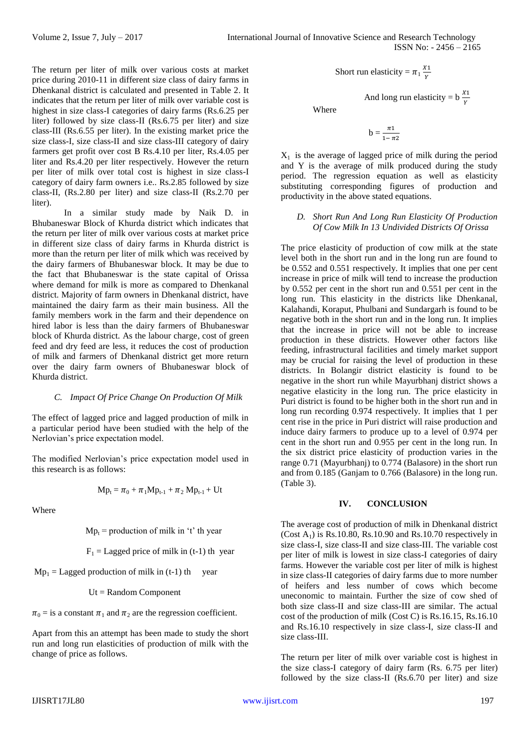The return per liter of milk over various costs at market price during 2010-11 in different size class of dairy farms in Dhenkanal district is calculated and presented in Table 2. It indicates that the return per liter of milk over variable cost is highest in size class-I categories of dairy farms (Rs.6.25 per liter) followed by size class-II (Rs.6.75 per liter) and size class-III (Rs.6.55 per liter). In the existing market price the size class-I, size class-II and size class-III category of dairy farmers get profit over cost B Rs.4.10 per liter, Rs.4.05 per liter and Rs.4.20 per liter respectively. However the return per liter of milk over total cost is highest in size class-I category of dairy farm owners i.e.. Rs.2.85 followed by size class-II, (Rs.2.80 per liter) and size class-II (Rs.2.70 per liter).

In a similar study made by Naik D. in Bhubaneswar Block of Khurda district which indicates that the return per liter of milk over various costs at market price in different size class of dairy farms in Khurda district is more than the return per liter of milk which was received by the dairy farmers of Bhubaneswar block. It may be due to the fact that Bhubaneswar is the state capital of Orissa where demand for milk is more as compared to Dhenkanal district. Majority of farm owners in Dhenkanal district, have maintained the dairy farm as their main business. All the family members work in the farm and their dependence on hired labor is less than the dairy farmers of Bhubaneswar block of Khurda district. As the labour charge, cost of green feed and dry feed are less, it reduces the cost of production of milk and farmers of Dhenkanal district get more return over the dairy farm owners of Bhubaneswar block of Khurda district.

### *C. Impact Of Price Change On Production Of Milk*

The effect of lagged price and lagged production of milk in a particular period have been studied with the help of the Nerlovian's price expectation model.

The modified Nerlovian's price expectation model used in this research is as follows:

$$Mp_t = \pi_0 + \pi_1 Mp_{t-1} + \pi_2\ Mp_{t-1} + Ut$$

Where

$Mp_t$ = production of milk in 't' th year

$F_1$ = Lagged price of milk in (t-1) th year

$Mp_1$ = Lagged production of milk in (t-1) th year

Ut = Random Component

$\pi_0$ = is a constant $\pi_1$ and $\pi_2$ are the regression coefficient.

Apart from this an attempt has been made to study the short run and long run elasticities of production of milk with the change of price as follows.

$$\text{Short run elasticity} = \pi_1 \frac{X1}{Y}$$

$$\text{And long run elasticity} = b\ \frac{X1}{Y}$$

Where

$$b = \frac{\pi 1}{1 - \pi 2}$$

$X_1$ is the average of lagged price of milk during the period and Y is the average of milk produced during the study period. The regression equation as well as elasticity substituting corresponding figures of production and productivity in the above stated equations.

### *D. Short Run And Long Run Elasticity Of Production Of Cow Milk In 13 Undivided Districts Of Orissa*

The price elasticity of production of cow milk at the state level both in the short run and in the long run are found to be 0.552 and 0.551 respectively. It implies that one per cent increase in price of milk will tend to increase the production by 0.552 per cent in the short run and 0.551 per cent in the long run. This elasticity in the districts like Dhenkanal, Kalahandi, Koraput, Phulbani and Sundargarh is found to be negative both in the short run and in the long run. It implies that the increase in price will not be able to increase production in these districts. However other factors like feeding, infrastructural facilities and timely market support may be crucial for raising the level of production in these districts. In Bolangir district elasticity is found to be negative in the short run while Mayurbhanj district shows a negative elasticity in the long run. The price elasticity in Puri district is found to be higher both in the short run and in long run recording 0.974 respectively. It implies that 1 per cent rise in the price in Puri district will raise production and induce dairy farmers to produce up to a level of 0.974 per cent in the short run and 0.955 per cent in the long run. In the six district price elasticity of production varies in the range 0.71 (Mayurbhanj) to 0.774 (Balasore) in the short run and from 0.185 (Ganjam to 0.766 (Balasore) in the long run. (Table 3).

## IV. CONCLUSION

The average cost of production of milk in Dhenkanal district (Cost $A_1$) is Rs.10.80, Rs.10.90 and Rs.10.70 respectively in size class-I, size class-II and size class-III. The variable cost per liter of milk is lowest in size class-I categories of dairy farms. However the variable cost per liter of milk is highest in size class-II categories of dairy farms due to more number of heifers and less number of cows which become uneconomic to maintain. Further the size of cow shed of both size class-II and size class-III are similar. The actual cost of the production of milk (Cost C) is Rs.16.15, Rs.16.10 and Rs.16.10 respectively in size class-I, size class-II and size class-III.

The return per liter of milk over variable cost is highest in the size class-I category of dairy farm (Rs. 6.75 per liter) followed by the size class-II (Rs.6.70 per liter) and size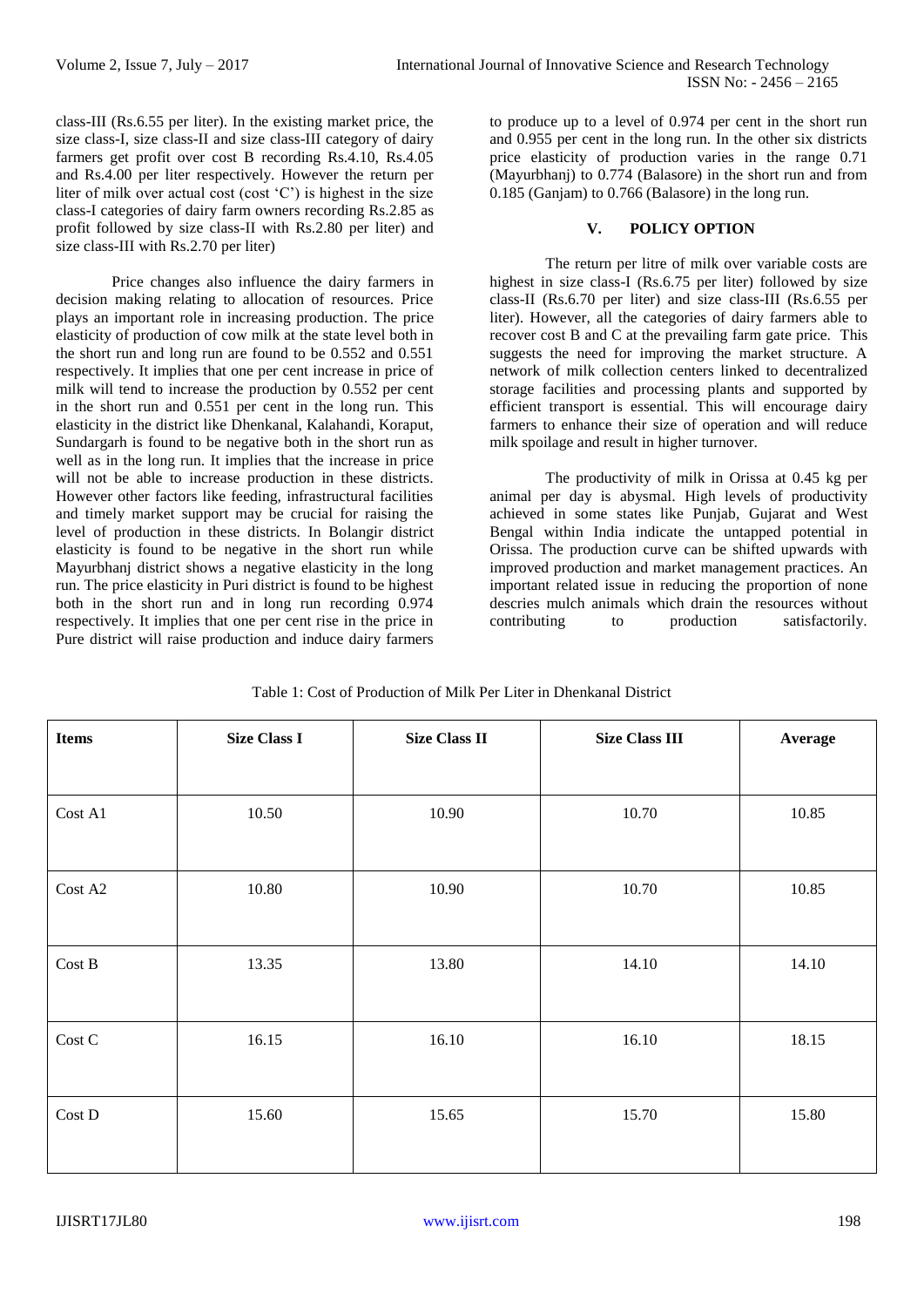class-III (Rs.6.55 per liter). In the existing market price, the size class-I, size class-II and size class-III category of dairy farmers get profit over cost B recording Rs.4.10, Rs.4.05 and Rs.4.00 per liter respectively. However the return per liter of milk over actual cost (cost 'C') is highest in the size class-I categories of dairy farm owners recording Rs.2.85 as profit followed by size class-II with Rs.2.80 per liter) and size class-III with Rs.2.70 per liter)

Price changes also influence the dairy farmers in decision making relating to allocation of resources. Price plays an important role in increasing production. The price elasticity of production of cow milk at the state level both in the short run and long run are found to be 0.552 and 0.551 respectively. It implies that one per cent increase in price of milk will tend to increase the production by 0.552 per cent in the short run and 0.551 per cent in the long run. This elasticity in the district like Dhenkanal, Kalahandi, Koraput, Sundargarh is found to be negative both in the short run as well as in the long run. It implies that the increase in price will not be able to increase production in these districts. However other factors like feeding, infrastructural facilities and timely market support may be crucial for raising the level of production in these districts. In Bolangir district elasticity is found to be negative in the short run while Mayurbhanj district shows a negative elasticity in the long run. The price elasticity in Puri district is found to be highest both in the short run and in long run recording 0.974 respectively. It implies that one per cent rise in the price in Pure district will raise production and induce dairy farmers to produce up to a level of 0.974 per cent in the short run and 0.955 per cent in the long run. In the other six districts price elasticity of production varies in the range 0.71 (Mayurbhanj) to 0.774 (Balasore) in the short run and from 0.185 (Ganjam) to 0.766 (Balasore) in the long run.

## V. POLICY OPTION

The return per litre of milk over variable costs are highest in size class-I (Rs.6.75 per liter) followed by size class-II (Rs.6.70 per liter) and size class-III (Rs.6.55 per liter). However, all the categories of dairy farmers able to recover cost B and C at the prevailing farm gate price. This suggests the need for improving the market structure. A network of milk collection centers linked to decentralized storage facilities and processing plants and supported by efficient transport is essential. This will encourage dairy farmers to enhance their size of operation and will reduce milk spoilage and result in higher turnover.

The productivity of milk in Orissa at 0.45 kg per animal per day is abysmal. High levels of productivity achieved in some states like Punjab, Gujarat and West Bengal within India indicate the untapped potential in Orissa. The production curve can be shifted upwards with improved production and market management practices. An important related issue in reducing the proportion of none descries mulch animals which drain the resources without contributing to production satisfactorily.

Table 1: Cost of Production of Milk Per Liter in Dhenkanal District

| Items | Size Class I | Size Class II | Size Class III | Average |
|---|---|---|---|---|
| Cost A1 | 10.50 | 10.90 | 10.70 | 10.85 |
| Cost A2 | 10.80 | 10.90 | 10.70 | 10.85 |
| Cost B | 13.35 | 13.80 | 14.10 | 14.10 |
| Cost C | 16.15 | 16.10 | 16.10 | 18.15 |
| Cost D | 15.60 | 15.65 | 15.70 | 15.80 |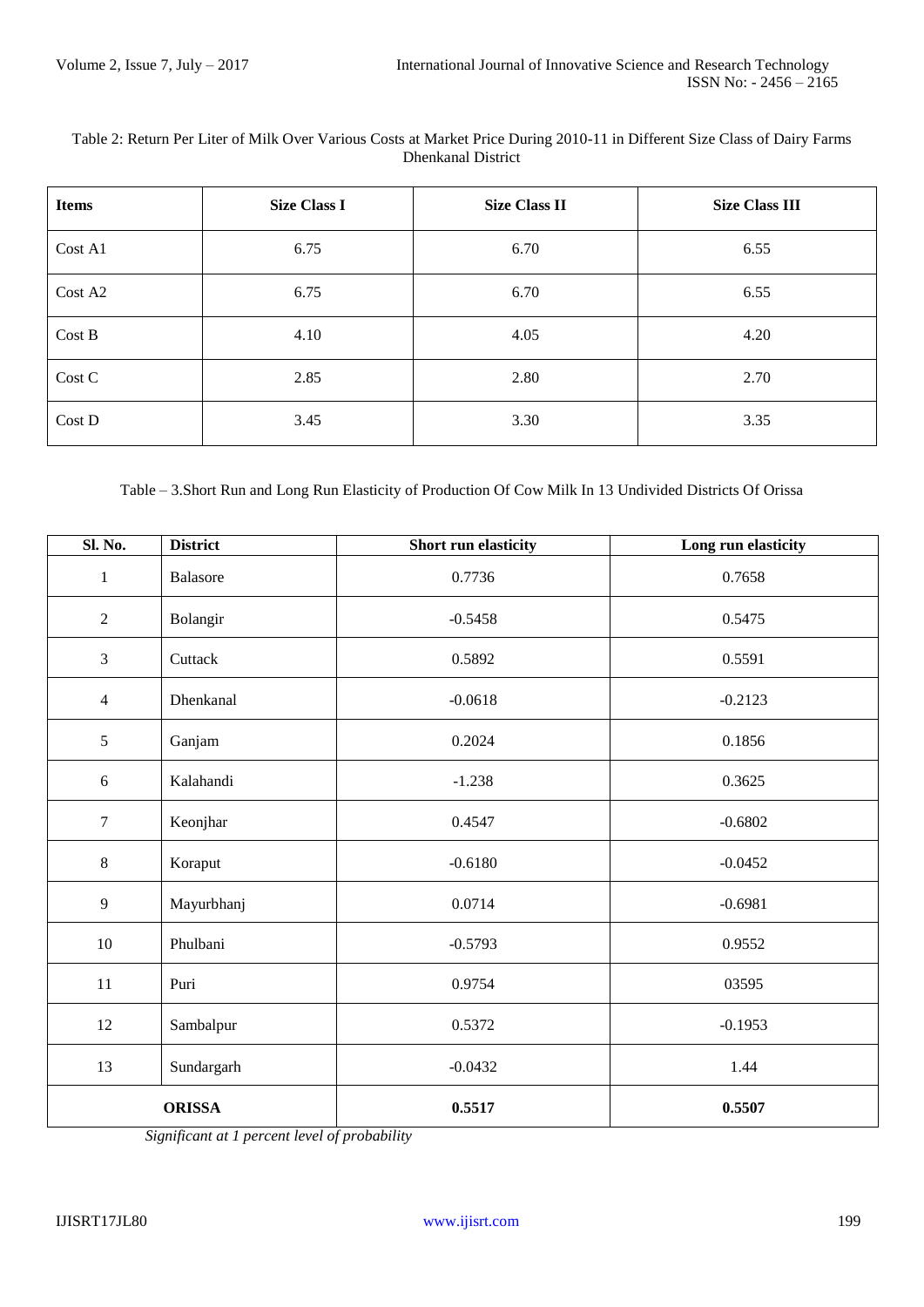Table 2: Return Per Liter of Milk Over Various Costs at Market Price During 2010-11 in Different Size Class of Dairy Farms Dhenkanal District

| Items | Size Class I | Size Class II | Size Class III |
|---|---|---|---|
| Cost A1 | 6.75 | 6.70 | 6.55 |
| Cost A2 | 6.75 | 6.70 | 6.55 |
| Cost B | 4.10 | 4.05 | 4.20 |
| Cost C | 2.85 | 2.80 | 2.70 |
| Cost D | 3.45 | 3.30 | 3.35 |

Table – 3.Short Run and Long Run Elasticity of Production Of Cow Milk In 13 Undivided Districts Of Orissa

| Sl. No. | District | Short run elasticity | Long run elasticity |
|---|---|---|---|
| 1 | Balasore | 0.7736 | 0.7658 |
| 2 | Bolangir | -0.5458 | 0.5475 |
| 3 | Cuttack | 0.5892 | 0.5591 |
| 4 | Dhenkanal | -0.0618 | -0.2123 |
| 5 | Ganjam | 0.2024 | 0.1856 |
| 6 | Kalahandi | -1.238 | 0.3625 |
| 7 | Keonjhar | 0.4547 | -0.6802 |
| 8 | Koraput | -0.6180 | -0.0452 |
| 9 | Mayurbhanj | 0.0714 | -0.6981 |
| 10 | Phulbani | -0.5793 | 0.9552 |
| 11 | Puri | 0.9754 | 03595 |
| 12 | Sambalpur | 0.5372 | -0.1953 |
| 13 | Sundargarh | -0.0432 | 1.44 |
| **ORISSA** | | **0.5517** | **0.5507** |

*Significant at 1 percent level of probability*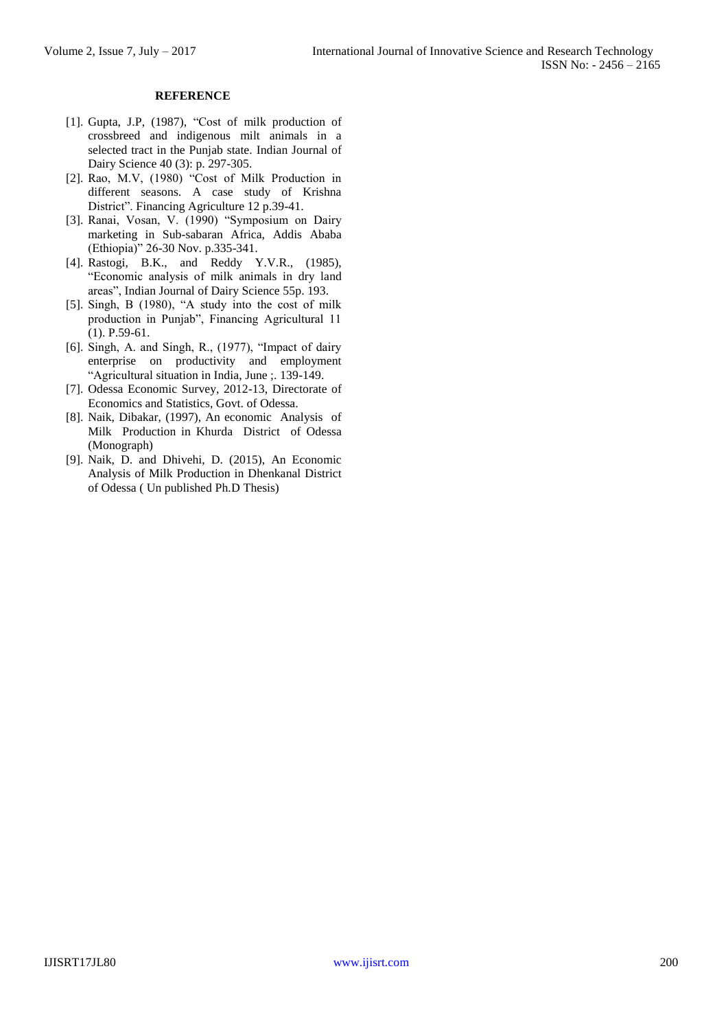## REFERENCE

[1]. Gupta, J.P, (1987), "Cost of milk production of crossbreed and indigenous milt animals in a selected tract in the Punjab state. Indian Journal of Dairy Science 40 (3): p. 297-305.

[2]. Rao, M.V, (1980) "Cost of Milk Production in different seasons. A case study of Krishna District". Financing Agriculture 12 p.39-41.

[3]. Ranai, Vosan, V. (1990) "Symposium on Dairy marketing in Sub-sabaran Africa, Addis Ababa (Ethiopia)" 26-30 Nov. p.335-341.

[4]. Rastogi, B.K., and Reddy Y.V.R., (1985), "Economic analysis of milk animals in dry land areas", Indian Journal of Dairy Science 55p. 193.

[5]. Singh, B (1980), "A study into the cost of milk production in Punjab", Financing Agricultural 11 (1). P.59-61.

[6]. Singh, A. and Singh, R., (1977), "Impact of dairy enterprise on productivity and employment "Agricultural situation in India, June ;. 139-149.

[7]. Odessa Economic Survey, 2012-13, Directorate of Economics and Statistics, Govt. of Odessa.

[8]. Naik, Dibakar, (1997), An economic Analysis of Milk Production in Khurda District of Odessa (Monograph)

[9]. Naik, D. and Dhivehi, D. (2015), An Economic Analysis of Milk Production in Dhenkanal District of Odessa ( Un published Ph.D Thesis)